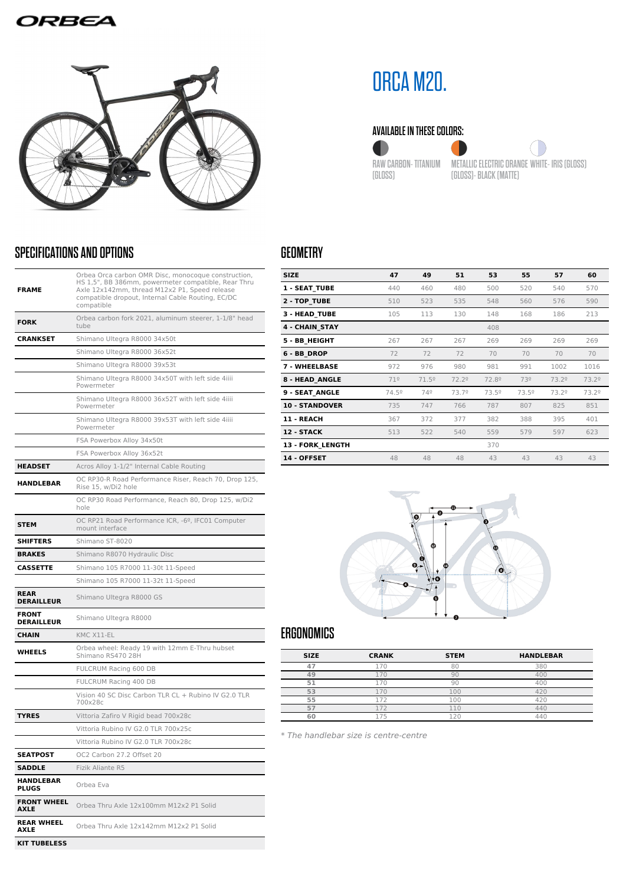# ORCA M20.

## AVAILABLE IN THESE COLORS:

- RAW CARBON- TITANIUM (GLOSS)
- METALLIC ELECTRIC ORANGE (GLOSS)- BLACK (MATTE)
- WHITE- IRIS (GLOSS)

## SPECIFICATIONS AND OPTIONS

| | |
|---|---|
| **FRAME** | Orbea Orca carbon OMR Disc, monocoque construction, HS 1,5", BB 386mm, powermeter compatible, Rear Thru Axle 12x142mm, thread M12x2 P1, Speed release compatible dropout, Internal Cable Routing, EC/DC compatible |
| **FORK** | Orbea carbon fork 2021, aluminum steerer, 1-1/8" head tube |
| **CRANKSET** | Shimano Ultegra R8000 34x50t |
| | Shimano Ultegra R8000 36x52t |
| | Shimano Ultegra R8000 39x53t |
| | Shimano Ultegra R8000 34x50T with left side 4iiii Powermeter |
| | Shimano Ultegra R8000 36x52T with left side 4iiii Powermeter |
| | Shimano Ultegra R8000 39x53T with left side 4iiii Powermeter |
| | FSA Powerbox Alloy 34x50t |
| | FSA Powerbox Alloy 36x52t |
| **HEADSET** | Acros Alloy 1-1/2" Internal Cable Routing |
| **HANDLEBAR** | OC RP30-R Road Performance Riser, Reach 70, Drop 125, Rise 15, w/Di2 hole |
| | OC RP30 Road Performance, Reach 80, Drop 125, w/Di2 hole |
| **STEM** | OC RP21 Road Performance ICR, -6º, IFC01 Computer mount interface |
| **SHIFTERS** | Shimano ST-8020 |
| **BRAKES** | Shimano R8070 Hydraulic Disc |
| **CASSETTE** | Shimano 105 R7000 11-30t 11-Speed |
| | Shimano 105 R7000 11-32t 11-Speed |
| **REAR DERAILLEUR** | Shimano Ultegra R8000 GS |
| **FRONT DERAILLEUR** | Shimano Ultegra R8000 |
| **CHAIN** | KMC X11-EL |
| **WHEELS** | Orbea wheel: Ready 19 with 12mm E-Thru hubset Shimano RS470 28H |
| | FULCRUM Racing 600 DB |
| | FULCRUM Racing 400 DB |
| | Vision 40 SC Disc Carbon TLR CL + Rubino IV G2.0 TLR 700x28c |
| **TYRES** | Vittoria Zafiro V Rigid bead 700x28c |
| | Vittoria Rubino IV G2.0 TLR 700x25c |
| | Vittoria Rubino IV G2.0 TLR 700x28c |
| **SEATPOST** | OC2 Carbon 27.2 Offset 20 |
| **SADDLE** | Fizik Aliante R5 |
| **HANDLEBAR PLUGS** | Orbea Eva |
| **FRONT WHEEL AXLE** | Orbea Thru Axle 12x100mm M12x2 P1 Solid |
| **REAR WHEEL AXLE** | Orbea Thru Axle 12x142mm M12x2 P1 Solid |
| **KIT TUBELESS** | |

## GEOMETRY

| SIZE | 47 | 49 | 51 | 53 | 55 | 57 | 60 |
|---|---|---|---|---|---|---|---|
| 1 - SEAT_TUBE | 440 | 460 | 480 | 500 | 520 | 540 | 570 |
| 2 - TOP_TUBE | 510 | 523 | 535 | 548 | 560 | 576 | 590 |
| 3 - HEAD_TUBE | 105 | 113 | 130 | 148 | 168 | 186 | 213 |
| 4 - CHAIN_STAY | | | | 408 | | | |
| 5 - BB_HEIGHT | 267 | 267 | 267 | 269 | 269 | 269 | 269 |
| 6 - BB_DROP | 72 | 72 | 72 | 70 | 70 | 70 | 70 |
| 7 - WHEELBASE | 972 | 976 | 980 | 981 | 991 | 1002 | 1016 |
| 8 - HEAD_ANGLE | 71º | 71.5º | 72.2º | 72.8º | 73º | 73.2º | 73.2º |
| 9 - SEAT_ANGLE | 74.5º | 74º | 73.7º | 73.5º | 73.5º | 73.2º | 73.2º |
| 10 - STANDOVER | 735 | 747 | 766 | 787 | 807 | 825 | 851 |
| 11 - REACH | 367 | 372 | 377 | 382 | 388 | 395 | 401 |
| 12 - STACK | 513 | 522 | 540 | 559 | 579 | 597 | 623 |
| 13 - FORK_LENGTH | | | | 370 | | | |
| 14 - OFFSET | 48 | 48 | 48 | 43 | 43 | 43 | 43 |

## ERGONOMICS

| SIZE | CRANK | STEM | HANDLEBAR |
|---|---|---|---|
| 47 | 170 | 80 | 380 |
| 49 | 170 | 90 | 400 |
| 51 | 170 | 90 | 400 |
| 53 | 170 | 100 | 420 |
| 55 | 172 | 100 | 420 |
| 57 | 172 | 110 | 440 |
| 60 | 175 | 120 | 440 |

*\* The handlebar size is centre-centre*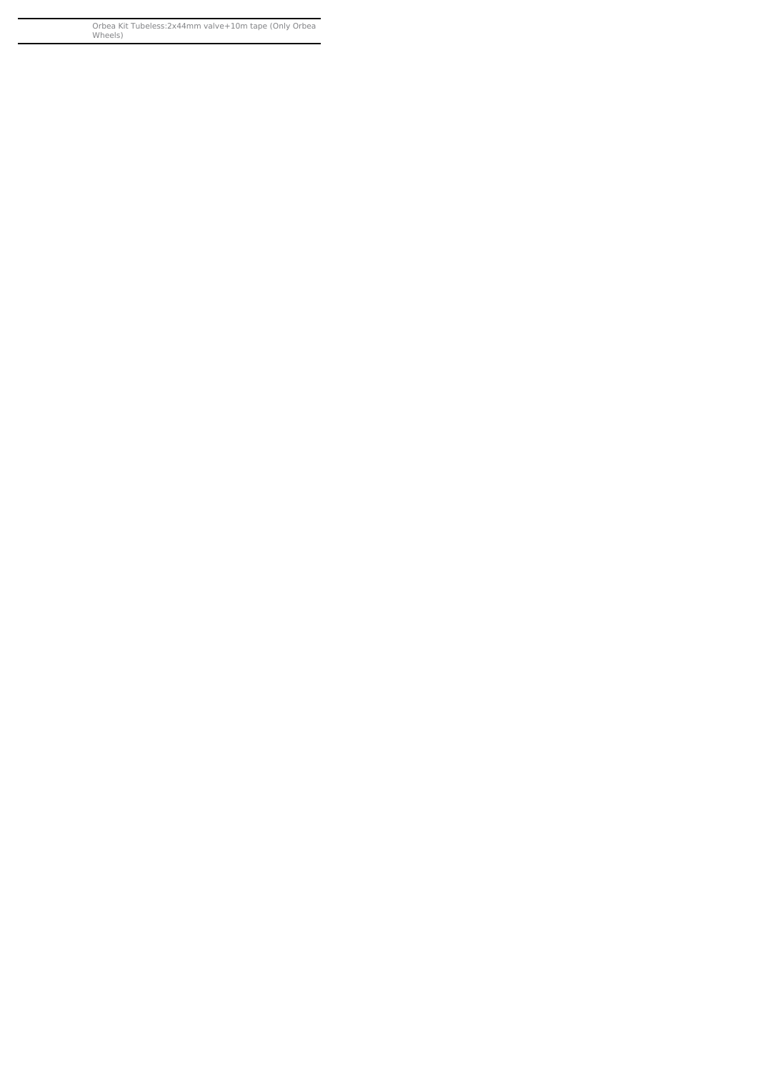| | |
|---|---|
| | Orbea Kit Tubeless:2x44mm valve+10m tape (Only Orbea Wheels) |